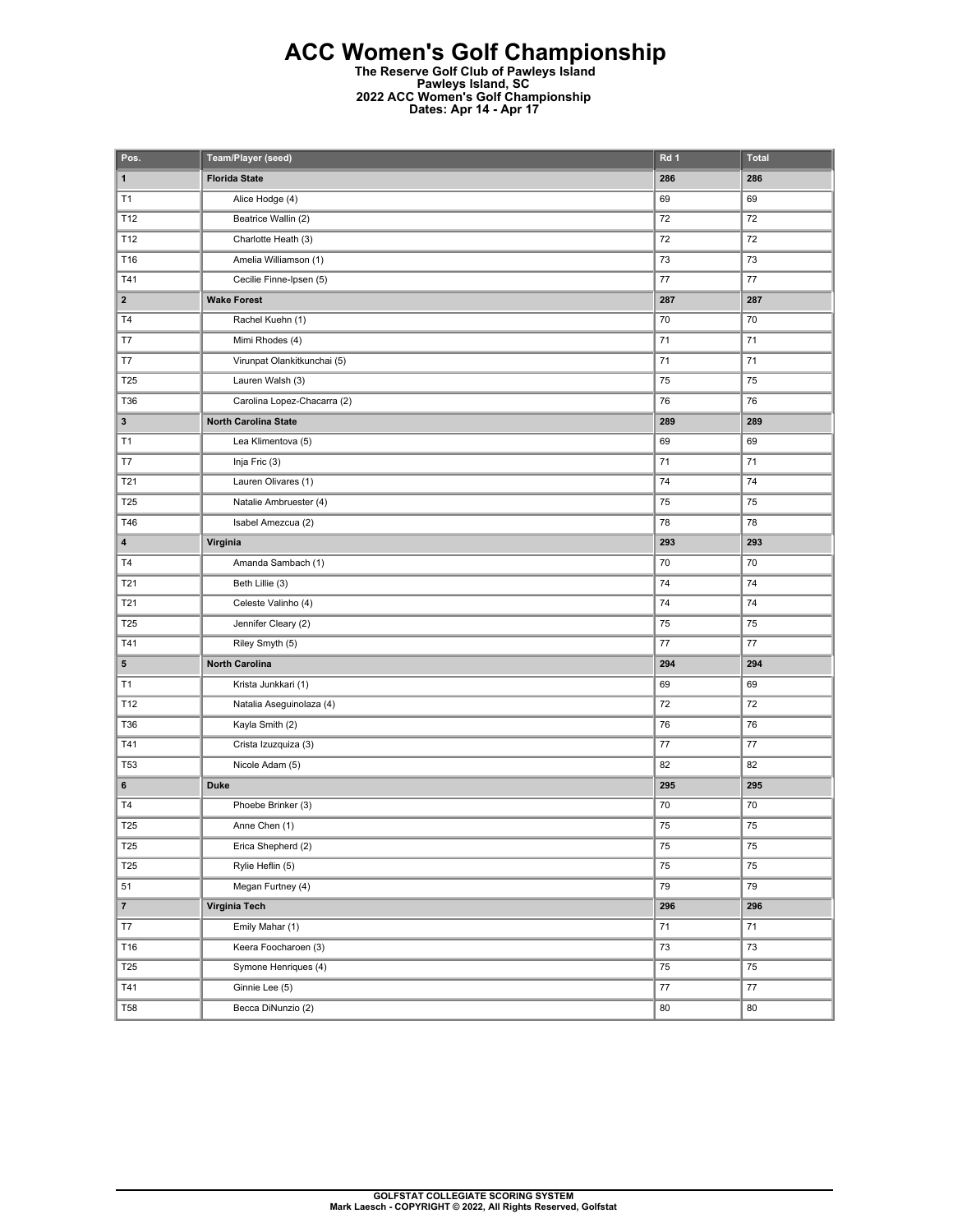# ACC Women's Golf Championship

**The Reserve Golf Club of Pawleys Island**
**Pawleys Island, SC**
**2022 ACC Women's Golf Championship**
**Dates: Apr 14 - Apr 17**

| Pos. | Team/Player (seed) | Rd 1 | Total |
|---|---|---|---|
| **1** | **Florida State** | **286** | **286** |
| T1 | Alice Hodge (4) | 69 | 69 |
| T12 | Beatrice Wallin (2) | 72 | 72 |
| T12 | Charlotte Heath (3) | 72 | 72 |
| T16 | Amelia Williamson (1) | 73 | 73 |
| T41 | Cecilie Finne-Ipsen (5) | 77 | 77 |
| **2** | **Wake Forest** | **287** | **287** |
| T4 | Rachel Kuehn (1) | 70 | 70 |
| T7 | Mimi Rhodes (4) | 71 | 71 |
| T7 | Virunpat Olankitkunchai (5) | 71 | 71 |
| T25 | Lauren Walsh (3) | 75 | 75 |
| T36 | Carolina Lopez-Chacarra (2) | 76 | 76 |
| **3** | **North Carolina State** | **289** | **289** |
| T1 | Lea Klimentova (5) | 69 | 69 |
| T7 | Inja Fric (3) | 71 | 71 |
| T21 | Lauren Olivares (1) | 74 | 74 |
| T25 | Natalie Ambruester (4) | 75 | 75 |
| T46 | Isabel Amezcua (2) | 78 | 78 |
| **4** | **Virginia** | **293** | **293** |
| T4 | Amanda Sambach (1) | 70 | 70 |
| T21 | Beth Lillie (3) | 74 | 74 |
| T21 | Celeste Valinho (4) | 74 | 74 |
| T25 | Jennifer Cleary (2) | 75 | 75 |
| T41 | Riley Smyth (5) | 77 | 77 |
| **5** | **North Carolina** | **294** | **294** |
| T1 | Krista Junkkari (1) | 69 | 69 |
| T12 | Natalia Aseguinolaza (4) | 72 | 72 |
| T36 | Kayla Smith (2) | 76 | 76 |
| T41 | Crista Izuzquiza (3) | 77 | 77 |
| T53 | Nicole Adam (5) | 82 | 82 |
| **6** | **Duke** | **295** | **295** |
| T4 | Phoebe Brinker (3) | 70 | 70 |
| T25 | Anne Chen (1) | 75 | 75 |
| T25 | Erica Shepherd (2) | 75 | 75 |
| T25 | Rylie Heflin (5) | 75 | 75 |
| 51 | Megan Furtney (4) | 79 | 79 |
| **7** | **Virginia Tech** | **296** | **296** |
| T7 | Emily Mahar (1) | 71 | 71 |
| T16 | Keera Foocharoen (3) | 73 | 73 |
| T25 | Symone Henriques (4) | 75 | 75 |
| T41 | Ginnie Lee (5) | 77 | 77 |
| T58 | Becca DiNunzio (2) | 80 | 80 |

**GOLFSTAT COLLEGIATE SCORING SYSTEM**
**Mark Laesch - COPYRIGHT © 2022, All Rights Reserved, Golfstat**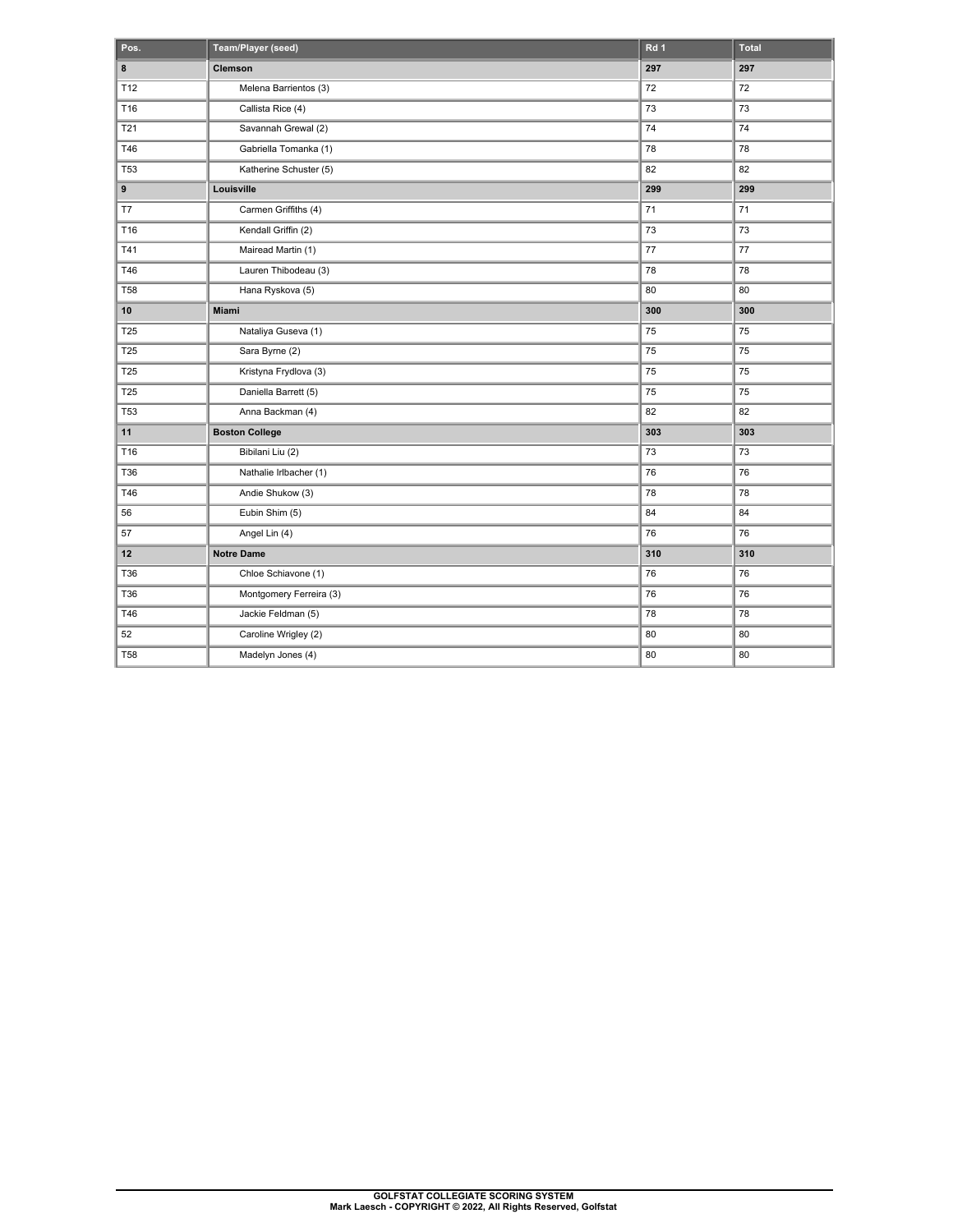| Pos. | Team/Player (seed) | Rd 1 | Total |
|---|---|---|---|
| **8** | **Clemson** | **297** | **297** |
| T12 | Melena Barrientos (3) | 72 | 72 |
| T16 | Callista Rice (4) | 73 | 73 |
| T21 | Savannah Grewal (2) | 74 | 74 |
| T46 | Gabriella Tomanka (1) | 78 | 78 |
| T53 | Katherine Schuster (5) | 82 | 82 |
| **9** | **Louisville** | **299** | **299** |
| T7 | Carmen Griffiths (4) | 71 | 71 |
| T16 | Kendall Griffin (2) | 73 | 73 |
| T41 | Mairead Martin (1) | 77 | 77 |
| T46 | Lauren Thibodeau (3) | 78 | 78 |
| T58 | Hana Ryskova (5) | 80 | 80 |
| **10** | **Miami** | **300** | **300** |
| T25 | Nataliya Guseva (1) | 75 | 75 |
| T25 | Sara Byrne (2) | 75 | 75 |
| T25 | Kristyna Frydlova (3) | 75 | 75 |
| T25 | Daniella Barrett (5) | 75 | 75 |
| T53 | Anna Backman (4) | 82 | 82 |
| **11** | **Boston College** | **303** | **303** |
| T16 | Bibilani Liu (2) | 73 | 73 |
| T36 | Nathalie Irlbacher (1) | 76 | 76 |
| T46 | Andie Shukow (3) | 78 | 78 |
| 56 | Eubin Shim (5) | 84 | 84 |
| 57 | Angel Lin (4) | 76 | 76 |
| **12** | **Notre Dame** | **310** | **310** |
| T36 | Chloe Schiavone (1) | 76 | 76 |
| T36 | Montgomery Ferreira (3) | 76 | 76 |
| T46 | Jackie Feldman (5) | 78 | 78 |
| 52 | Caroline Wrigley (2) | 80 | 80 |
| T58 | Madelyn Jones (4) | 80 | 80 |

**GOLFSTAT COLLEGIATE SCORING SYSTEM**
**Mark Laesch - COPYRIGHT © 2022, All Rights Reserved, Golfstat**